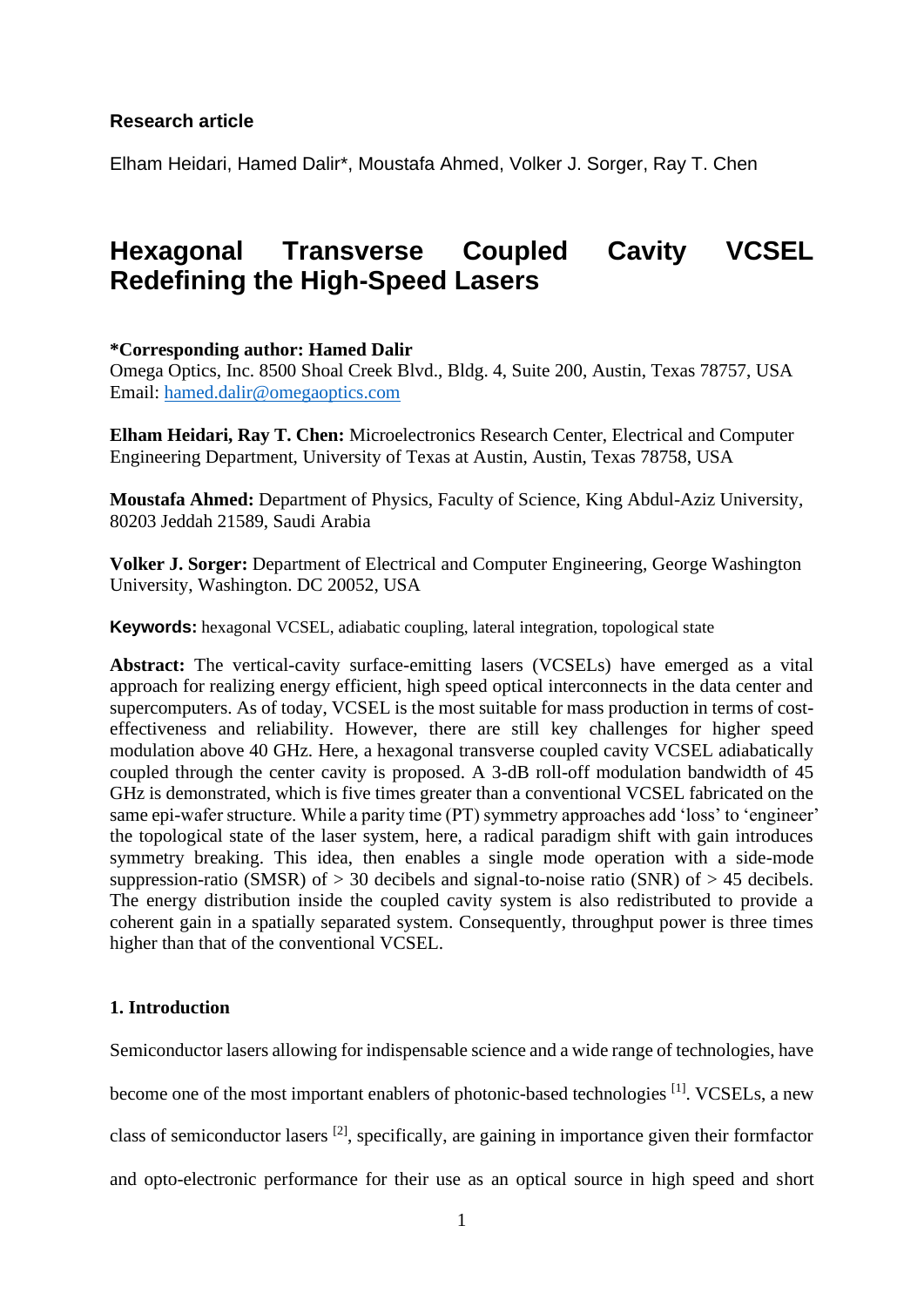**Research article**

Elham Heidari, Hamed Dalir*, Moustafa Ahmed, Volker J. Sorger, Ray T. Chen

# Hexagonal Transverse Coupled Cavity VCSEL Redefining the High-Speed Lasers

**\*Corresponding author: Hamed Dalir**
Omega Optics, Inc. 8500 Shoal Creek Blvd., Bldg. 4, Suite 200, Austin, Texas 78757, USA
Email: hamed.dalir@omegaoptics.com

**Elham Heidari, Ray T. Chen:** Microelectronics Research Center, Electrical and Computer Engineering Department, University of Texas at Austin, Austin, Texas 78758, USA

**Moustafa Ahmed:** Department of Physics, Faculty of Science, King Abdul-Aziz University, 80203 Jeddah 21589, Saudi Arabia

**Volker J. Sorger:** Department of Electrical and Computer Engineering, George Washington University, Washington. DC 20052, USA

**Keywords:** hexagonal VCSEL, adiabatic coupling, lateral integration, topological state

**Abstract:** The vertical-cavity surface-emitting lasers (VCSELs) have emerged as a vital approach for realizing energy efficient, high speed optical interconnects in the data center and supercomputers. As of today, VCSEL is the most suitable for mass production in terms of cost-effectiveness and reliability. However, there are still key challenges for higher speed modulation above 40 GHz. Here, a hexagonal transverse coupled cavity VCSEL adiabatically coupled through the center cavity is proposed. A 3-dB roll-off modulation bandwidth of 45 GHz is demonstrated, which is five times greater than a conventional VCSEL fabricated on the same epi-wafer structure. While a parity time (PT) symmetry approaches add 'loss' to 'engineer' the topological state of the laser system, here, a radical paradigm shift with gain introduces symmetry breaking. This idea, then enables a single mode operation with a side-mode suppression-ratio (SMSR) of > 30 decibels and signal-to-noise ratio (SNR) of > 45 decibels. The energy distribution inside the coupled cavity system is also redistributed to provide a coherent gain in a spatially separated system. Consequently, throughput power is three times higher than that of the conventional VCSEL.

**1. Introduction**

Semiconductor lasers allowing for indispensable science and a wide range of technologies, have become one of the most important enablers of photonic-based technologies [1]. VCSELs, a new class of semiconductor lasers [2], specifically, are gaining in importance given their formfactor and opto-electronic performance for their use as an optical source in high speed and short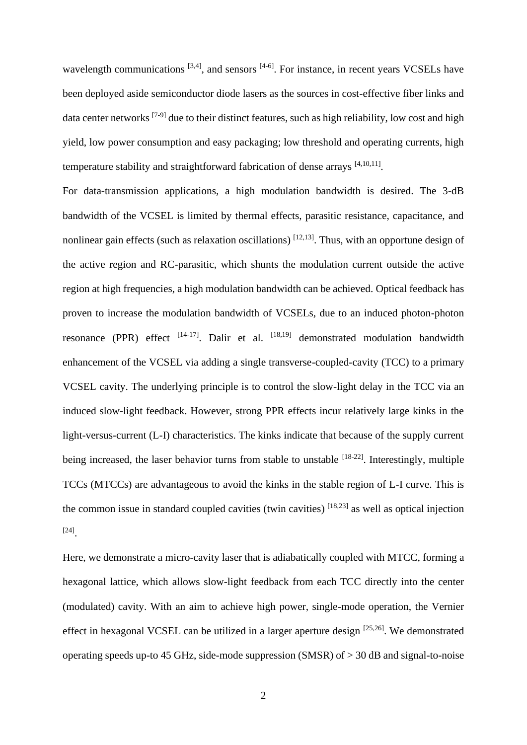wavelength communications [3,4], and sensors [4-6]. For instance, in recent years VCSELs have been deployed aside semiconductor diode lasers as the sources in cost-effective fiber links and data center networks [7-9] due to their distinct features, such as high reliability, low cost and high yield, low power consumption and easy packaging; low threshold and operating currents, high temperature stability and straightforward fabrication of dense arrays [4,10,11].

For data-transmission applications, a high modulation bandwidth is desired. The 3-dB bandwidth of the VCSEL is limited by thermal effects, parasitic resistance, capacitance, and nonlinear gain effects (such as relaxation oscillations) [12,13]. Thus, with an opportune design of the active region and RC-parasitic, which shunts the modulation current outside the active region at high frequencies, a high modulation bandwidth can be achieved. Optical feedback has proven to increase the modulation bandwidth of VCSELs, due to an induced photon-photon resonance (PPR) effect [14-17]. Dalir et al. [18,19] demonstrated modulation bandwidth enhancement of the VCSEL via adding a single transverse-coupled-cavity (TCC) to a primary VCSEL cavity. The underlying principle is to control the slow-light delay in the TCC via an induced slow-light feedback. However, strong PPR effects incur relatively large kinks in the light-versus-current (L-I) characteristics. The kinks indicate that because of the supply current being increased, the laser behavior turns from stable to unstable [18-22]. Interestingly, multiple TCCs (MTCCs) are advantageous to avoid the kinks in the stable region of L-I curve. This is the common issue in standard coupled cavities (twin cavities) [18,23] as well as optical injection [24].

Here, we demonstrate a micro-cavity laser that is adiabatically coupled with MTCC, forming a hexagonal lattice, which allows slow-light feedback from each TCC directly into the center (modulated) cavity. With an aim to achieve high power, single-mode operation, the Vernier effect in hexagonal VCSEL can be utilized in a larger aperture design [25,26]. We demonstrated operating speeds up-to 45 GHz, side-mode suppression (SMSR) of > 30 dB and signal-to-noise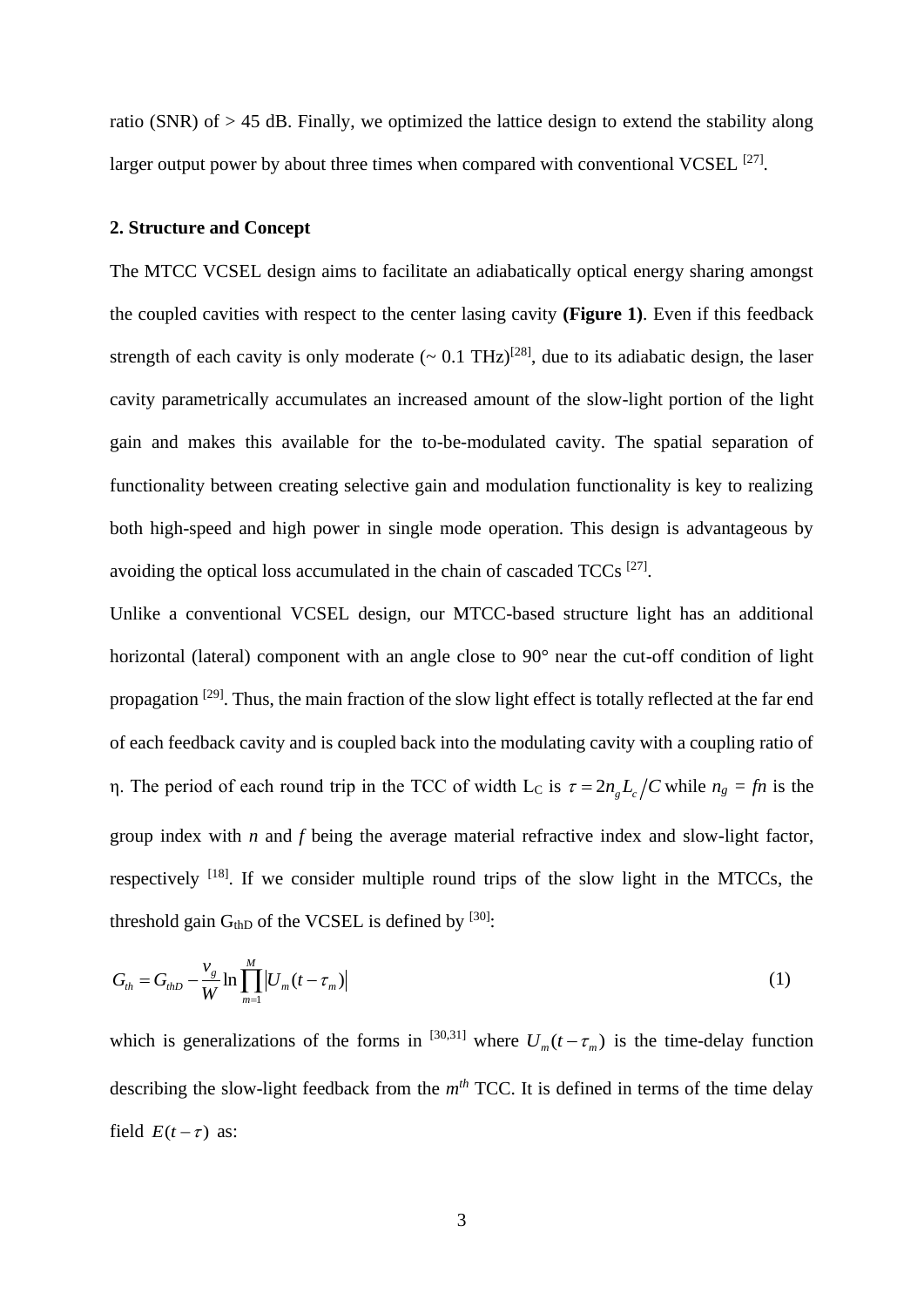ratio (SNR) of > 45 dB. Finally, we optimized the lattice design to extend the stability along larger output power by about three times when compared with conventional VCSEL [27].

## 2. Structure and Concept

The MTCC VCSEL design aims to facilitate an adiabatically optical energy sharing amongst the coupled cavities with respect to the center lasing cavity **(Figure 1)**. Even if this feedback strength of each cavity is only moderate (~ 0.1 THz)[28], due to its adiabatic design, the laser cavity parametrically accumulates an increased amount of the slow-light portion of the light gain and makes this available for the to-be-modulated cavity. The spatial separation of functionality between creating selective gain and modulation functionality is key to realizing both high-speed and high power in single mode operation. This design is advantageous by avoiding the optical loss accumulated in the chain of cascaded TCCs [27].

Unlike a conventional VCSEL design, our MTCC-based structure light has an additional horizontal (lateral) component with an angle close to 90° near the cut-off condition of light propagation [29]. Thus, the main fraction of the slow light effect is totally reflected at the far end of each feedback cavity and is coupled back into the modulating cavity with a coupling ratio of η. The period of each round trip in the TCC of width $L_C$ is $\tau = 2n_g L_c / C$ while $n_g = fn$ is the group index with *n* and *f* being the average material refractive index and slow-light factor, respectively [18]. If we consider multiple round trips of the slow light in the MTCCs, the threshold gain $G_{thD}$ of the VCSEL is defined by [30]:

$$G_{th} = G_{thD} - \frac{v_g}{W} \ln \prod_{m=1}^{M} \left| U_m(t - \tau_m) \right| \tag{1}$$

which is generalizations of the forms in [30,31] where $U_m(t-\tau_m)$ is the time-delay function describing the slow-light feedback from the $m^{th}$ TCC. It is defined in terms of the time delay field $E(t-\tau)$ as: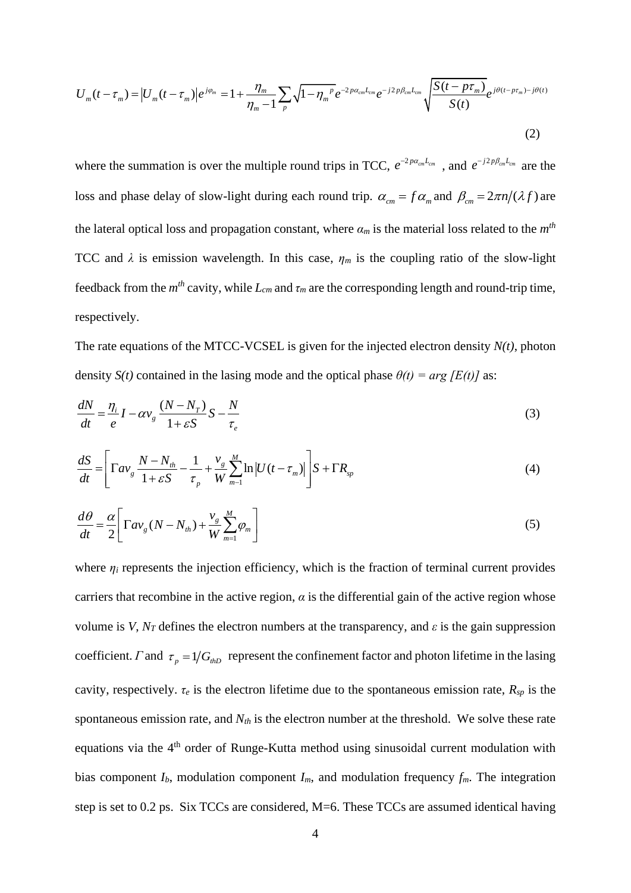$$U_m(t-\tau_m) = |U_m(t-\tau_m)|e^{j\varphi_m} = 1 + \frac{\eta_m}{\eta_m - 1}\sum_p \sqrt{1-\eta_m}^{\,p} e^{-2p\alpha_{cm}L_{cm}} e^{-j2p\beta_{cm}L_{cm}} \sqrt{\frac{S(t-p\tau_m)}{S(t)}} e^{j\theta(t-p\tau_m)-j\theta(t)} \tag{2}$$

where the summation is over the multiple round trips in TCC, $e^{-2p\alpha_{cm}L_{cm}}$ , and $e^{-j2p\beta_{cm}L_{cm}}$ are the loss and phase delay of slow-light during each round trip. $\alpha_{cm} = f\alpha_m$ and $\beta_{cm} = 2\pi n/(\lambda f)$ are the lateral optical loss and propagation constant, where $\alpha_m$ is the material loss related to the $m^{th}$ TCC and $\lambda$ is emission wavelength. In this case, $\eta_m$ is the coupling ratio of the slow-light feedback from the $m^{th}$ cavity, while $L_{cm}$ and $\tau_m$ are the corresponding length and round-trip time, respectively.

The rate equations of the MTCC-VCSEL is given for the injected electron density $N(t)$, photon density $S(t)$ contained in the lasing mode and the optical phase $\theta(t) = arg\,[E(t)]$ as:

$$\frac{dN}{dt} = \frac{\eta_i}{e}I - \alpha v_g \frac{(N-N_T)}{1+\varepsilon S}S - \frac{N}{\tau_e} \tag{3}$$

$$\frac{dS}{dt} = \left[\Gamma a v_g \frac{N-N_{th}}{1+\varepsilon S} - \frac{1}{\tau_p} + \frac{v_g}{W}\sum_{m-1}^{M}\ln|U(t-\tau_m)|\right]S + \Gamma R_{sp} \tag{4}$$

$$\frac{d\theta}{dt} = \frac{\alpha}{2}\left[\Gamma a v_g (N-N_{th}) + \frac{v_g}{W}\sum_{m=1}^{M}\varphi_m\right] \tag{5}$$

where $\eta_i$ represents the injection efficiency, which is the fraction of terminal current provides carriers that recombine in the active region, $\alpha$ is the differential gain of the active region whose volume is $V$, $N_T$ defines the electron numbers at the transparency, and $\varepsilon$ is the gain suppression coefficient. $\Gamma$ and $\tau_p = 1/G_{thD}$ represent the confinement factor and photon lifetime in the lasing cavity, respectively. $\tau_e$ is the electron lifetime due to the spontaneous emission rate, $R_{sp}$ is the spontaneous emission rate, and $N_{th}$ is the electron number at the threshold. We solve these rate equations via the 4th order of Runge-Kutta method using sinusoidal current modulation with bias component $I_b$, modulation component $I_m$, and modulation frequency $f_m$. The integration step is set to 0.2 ps. Six TCCs are considered, M=6. These TCCs are assumed identical having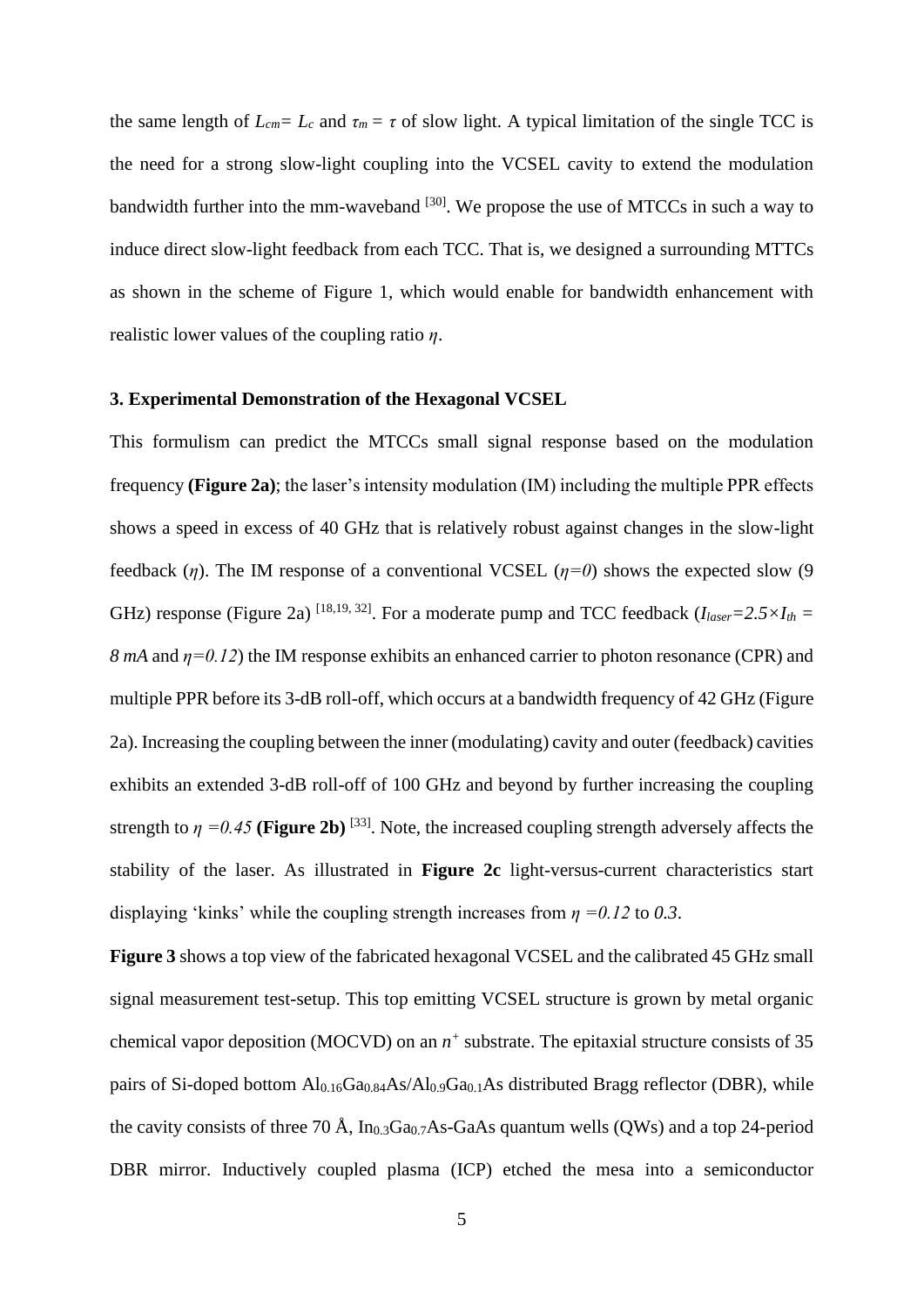the same length of $L_{cm} = L_c$ and $\tau_m = \tau$ of slow light. A typical limitation of the single TCC is the need for a strong slow-light coupling into the VCSEL cavity to extend the modulation bandwidth further into the mm-waveband [30]. We propose the use of MTCCs in such a way to induce direct slow-light feedback from each TCC. That is, we designed a surrounding MTTCs as shown in the scheme of Figure 1, which would enable for bandwidth enhancement with realistic lower values of the coupling ratio $\eta$.

### 3. Experimental Demonstration of the Hexagonal VCSEL

This formulism can predict the MTCCs small signal response based on the modulation frequency **(Figure 2a)**; the laser's intensity modulation (IM) including the multiple PPR effects shows a speed in excess of 40 GHz that is relatively robust against changes in the slow-light feedback ($\eta$). The IM response of a conventional VCSEL ($\eta=0$) shows the expected slow (9 GHz) response (Figure 2a) [18,19, 32]. For a moderate pump and TCC feedback ($I_{laser}=2.5\times I_{th} = 8\ mA$ and $\eta=0.12$) the IM response exhibits an enhanced carrier to photon resonance (CPR) and multiple PPR before its 3-dB roll-off, which occurs at a bandwidth frequency of 42 GHz (Figure 2a). Increasing the coupling between the inner (modulating) cavity and outer (feedback) cavities exhibits an extended 3-dB roll-off of 100 GHz and beyond by further increasing the coupling strength to $\eta=0.45$ **(Figure 2b)** [33]. Note, the increased coupling strength adversely affects the stability of the laser. As illustrated in **Figure 2c** light-versus-current characteristics start displaying 'kinks' while the coupling strength increases from $\eta=0.12$ to $0.3$.

**Figure 3** shows a top view of the fabricated hexagonal VCSEL and the calibrated 45 GHz small signal measurement test-setup. This top emitting VCSEL structure is grown by metal organic chemical vapor deposition (MOCVD) on an $n^+$ substrate. The epitaxial structure consists of 35 pairs of Si-doped bottom $Al_{0.16}Ga_{0.84}As/Al_{0.9}Ga_{0.1}As$ distributed Bragg reflector (DBR), while the cavity consists of three 70 Å, $In_{0.3}Ga_{0.7}As$-GaAs quantum wells (QWs) and a top 24-period DBR mirror. Inductively coupled plasma (ICP) etched the mesa into a semiconductor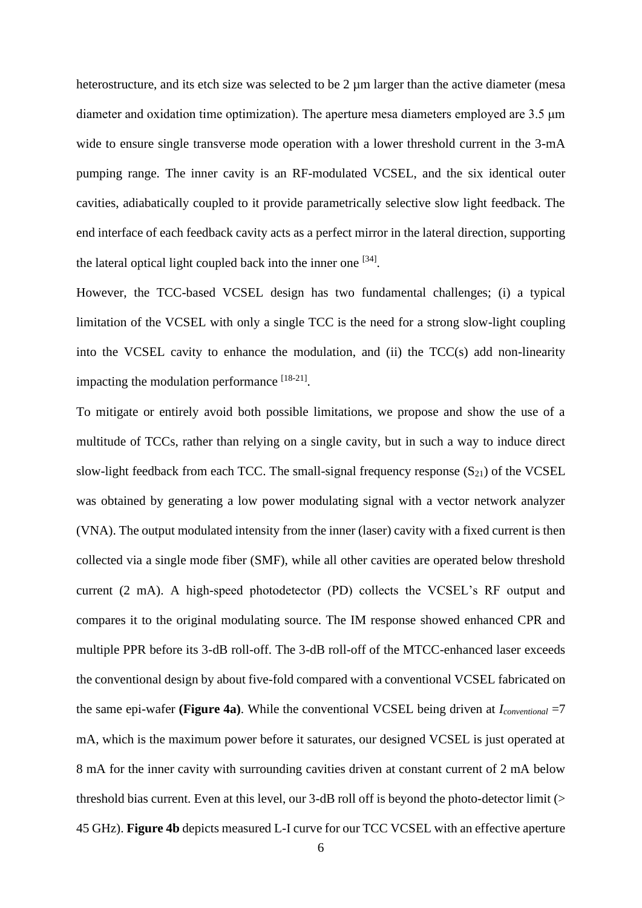heterostructure, and its etch size was selected to be 2 μm larger than the active diameter (mesa diameter and oxidation time optimization). The aperture mesa diameters employed are 3.5 μm wide to ensure single transverse mode operation with a lower threshold current in the 3-mA pumping range. The inner cavity is an RF-modulated VCSEL, and the six identical outer cavities, adiabatically coupled to it provide parametrically selective slow light feedback. The end interface of each feedback cavity acts as a perfect mirror in the lateral direction, supporting the lateral optical light coupled back into the inner one [34].

However, the TCC-based VCSEL design has two fundamental challenges; (i) a typical limitation of the VCSEL with only a single TCC is the need for a strong slow-light coupling into the VCSEL cavity to enhance the modulation, and (ii) the TCC(s) add non-linearity impacting the modulation performance [18-21].

To mitigate or entirely avoid both possible limitations, we propose and show the use of a multitude of TCCs, rather than relying on a single cavity, but in such a way to induce direct slow-light feedback from each TCC. The small-signal frequency response ($S_{21}$) of the VCSEL was obtained by generating a low power modulating signal with a vector network analyzer (VNA). The output modulated intensity from the inner (laser) cavity with a fixed current is then collected via a single mode fiber (SMF), while all other cavities are operated below threshold current (2 mA). A high-speed photodetector (PD) collects the VCSEL's RF output and compares it to the original modulating source. The IM response showed enhanced CPR and multiple PPR before its 3-dB roll-off. The 3-dB roll-off of the MTCC-enhanced laser exceeds the conventional design by about five-fold compared with a conventional VCSEL fabricated on the same epi-wafer **(Figure 4a)**. While the conventional VCSEL being driven at $I_{conventional}$ =7 mA, which is the maximum power before it saturates, our designed VCSEL is just operated at 8 mA for the inner cavity with surrounding cavities driven at constant current of 2 mA below threshold bias current. Even at this level, our 3-dB roll off is beyond the photo-detector limit (> 45 GHz). **Figure 4b** depicts measured L-I curve for our TCC VCSEL with an effective aperture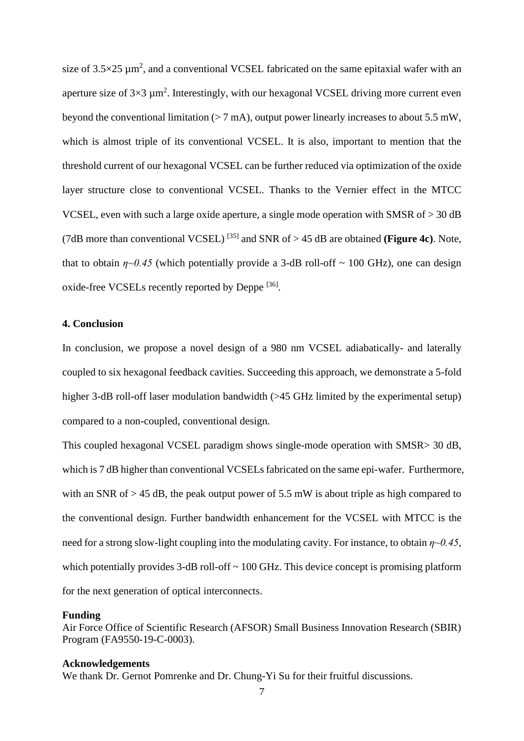size of 3.5×25 $\mu m^2$, and a conventional VCSEL fabricated on the same epitaxial wafer with an aperture size of 3×3 $\mu m^2$. Interestingly, with our hexagonal VCSEL driving more current even beyond the conventional limitation (> 7 mA), output power linearly increases to about 5.5 mW, which is almost triple of its conventional VCSEL. It is also, important to mention that the threshold current of our hexagonal VCSEL can be further reduced via optimization of the oxide layer structure close to conventional VCSEL. Thanks to the Vernier effect in the MTCC VCSEL, even with such a large oxide aperture, a single mode operation with SMSR of > 30 dB (7dB more than conventional VCSEL) [35] and SNR of > 45 dB are obtained **(Figure 4c)**. Note, that to obtain $\eta \sim 0.45$ (which potentially provide a 3-dB roll-off ~ 100 GHz), one can design oxide-free VCSELs recently reported by Deppe [36].

### 4. Conclusion

In conclusion, we propose a novel design of a 980 nm VCSEL adiabatically- and laterally coupled to six hexagonal feedback cavities. Succeeding this approach, we demonstrate a 5-fold higher 3-dB roll-off laser modulation bandwidth (>45 GHz limited by the experimental setup) compared to a non-coupled, conventional design.

This coupled hexagonal VCSEL paradigm shows single-mode operation with SMSR> 30 dB, which is 7 dB higher than conventional VCSELs fabricated on the same epi-wafer. Furthermore, with an SNR of > 45 dB, the peak output power of 5.5 mW is about triple as high compared to the conventional design. Further bandwidth enhancement for the VCSEL with MTCC is the need for a strong slow-light coupling into the modulating cavity. For instance, to obtain $\eta \sim 0.45$, which potentially provides 3-dB roll-off ~ 100 GHz. This device concept is promising platform for the next generation of optical interconnects.

**Funding**

Air Force Office of Scientific Research (AFSOR) Small Business Innovation Research (SBIR) Program (FA9550-19-C-0003).

**Acknowledgements**

We thank Dr. Gernot Pomrenke and Dr. Chung-Yi Su for their fruitful discussions.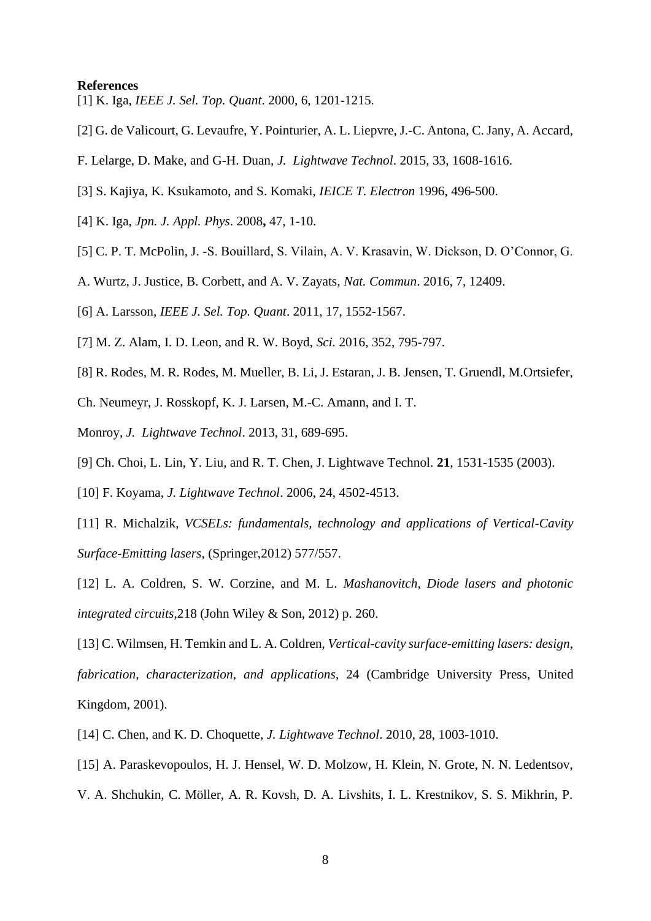**References**

[1] K. Iga, *IEEE J. Sel. Top. Quant*. 2000, 6, 1201-1215.

[2] G. de Valicourt, G. Levaufre, Y. Pointurier, A. L. Liepvre, J.-C. Antona, C. Jany, A. Accard, F. Lelarge, D. Make, and G-H. Duan, *J. Lightwave Technol*. 2015, 33, 1608-1616.

[3] S. Kajiya, K. Ksukamoto, and S. Komaki, *IEICE T. Electron* 1996, 496-500.

[4] K. Iga, *Jpn. J. Appl. Phys*. 2008**,** 47, 1-10.

[5] C. P. T. McPolin, J. -S. Bouillard, S. Vilain, A. V. Krasavin, W. Dickson, D. O'Connor, G. A. Wurtz, J. Justice, B. Corbett, and A. V. Zayats, *Nat. Commun*. 2016, 7, 12409.

[6] A. Larsson, *IEEE J. Sel. Top. Quant*. 2011, 17, 1552-1567.

[7] M. Z. Alam, I. D. Leon, and R. W. Boyd, *Sci.* 2016, 352, 795-797.

[8] R. Rodes, M. R. Rodes, M. Mueller, B. Li, J. Estaran, J. B. Jensen, T. Gruendl, M.Ortsiefer, Ch. Neumeyr, J. Rosskopf, K. J. Larsen, M.-C. Amann, and I. T. Monroy, *J. Lightwave Technol*. 2013, 31, 689-695.

[9] Ch. Choi, L. Lin, Y. Liu, and R. T. Chen, J. Lightwave Technol. **21**, 1531-1535 (2003).

[10] F. Koyama, *J. Lightwave Technol*. 2006, 24, 4502-4513.

[11] R. Michalzik, *VCSELs: fundamentals, technology and applications of Vertical-Cavity Surface-Emitting lasers*, (Springer,2012) 577/557.

[12] L. A. Coldren, S. W. Corzine, and M. L. *Mashanovitch*, *Diode lasers and photonic integrated circuits*,218 (John Wiley & Son, 2012) p. 260.

[13] C. Wilmsen, H. Temkin and L. A. Coldren, *Vertical-cavity surface-emitting lasers: design, fabrication, characterization, and applications*, 24 (Cambridge University Press, United Kingdom, 2001).

[14] C. Chen, and K. D. Choquette, *J. Lightwave Technol*. 2010, 28, 1003-1010.

[15] A. Paraskevopoulos, H. J. Hensel, W. D. Molzow, H. Klein, N. Grote, N. N. Ledentsov, V. A. Shchukin, C. Möller, A. R. Kovsh, D. A. Livshits, I. L. Krestnikov, S. S. Mikhrin, P.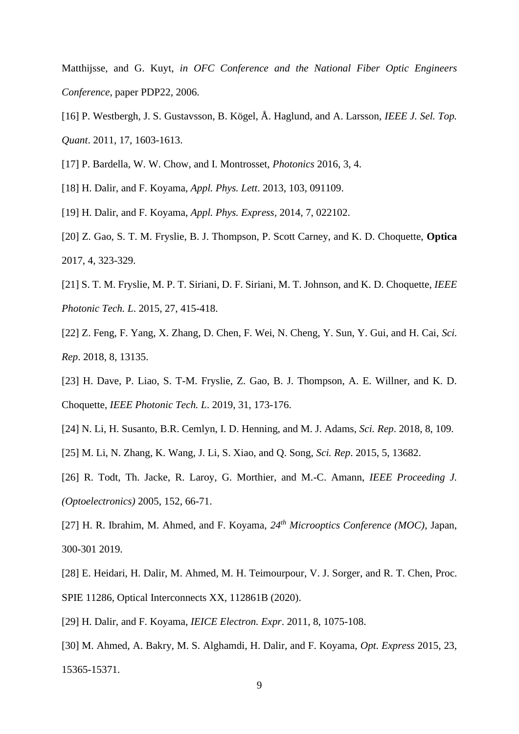Matthijsse, and G. Kuyt, *in OFC Conference and the National Fiber Optic Engineers Conference*, paper PDP22, 2006.

[16] P. Westbergh, J. S. Gustavsson, B. Kögel, Å. Haglund, and A. Larsson, *IEEE J. Sel. Top. Quant*. 2011, 17, 1603-1613.

[17] P. Bardella, W. W. Chow, and I. Montrosset, *Photonics* 2016, 3, 4.

[18] H. Dalir, and F. Koyama, *Appl. Phys. Lett*. 2013, 103, 091109.

[19] H. Dalir, and F. Koyama, *Appl. Phys. Express*, 2014, 7, 022102.

[20] Z. Gao, S. T. M. Fryslie, B. J. Thompson, P. Scott Carney, and K. D. Choquette, **Optica** 2017, 4, 323-329.

[21] S. T. M. Fryslie, M. P. T. Siriani, D. F. Siriani, M. T. Johnson, and K. D. Choquette, *IEEE Photonic Tech. L*. 2015, 27, 415-418.

[22] Z. Feng, F. Yang, X. Zhang, D. Chen, F. Wei, N. Cheng, Y. Sun, Y. Gui, and H. Cai, *Sci. Rep*. 2018, 8, 13135.

[23] H. Dave, P. Liao, S. T-M. Fryslie, Z. Gao, B. J. Thompson, A. E. Willner, and K. D. Choquette, *IEEE Photonic Tech. L*. 2019, 31, 173-176.

[24] N. Li, H. Susanto, B.R. Cemlyn, I. D. Henning, and M. J. Adams, *Sci. Rep*. 2018, 8, 109.

[25] M. Li, N. Zhang, K. Wang, J. Li, S. Xiao, and Q. Song, *Sci. Rep*. 2015, 5, 13682.

[26] R. Todt, Th. Jacke, R. Laroy, G. Morthier, and M.-C. Amann, *IEEE Proceeding J. (Optoelectronics)* 2005, 152, 66-71.

[27] H. R. Ibrahim, M. Ahmed, and F. Koyama, *24th Microoptics Conference (MOC)*, Japan, 300-301 2019.

[28] E. Heidari, H. Dalir, M. Ahmed, M. H. Teimourpour, V. J. Sorger, and R. T. Chen, Proc. SPIE 11286, Optical Interconnects XX, 112861B (2020).

[29] H. Dalir, and F. Koyama, *IEICE Electron. Expr*. 2011, 8, 1075-108.

[30] M. Ahmed, A. Bakry, M. S. Alghamdi, H. Dalir, and F. Koyama, *Opt. Express* 2015, 23, 15365-15371.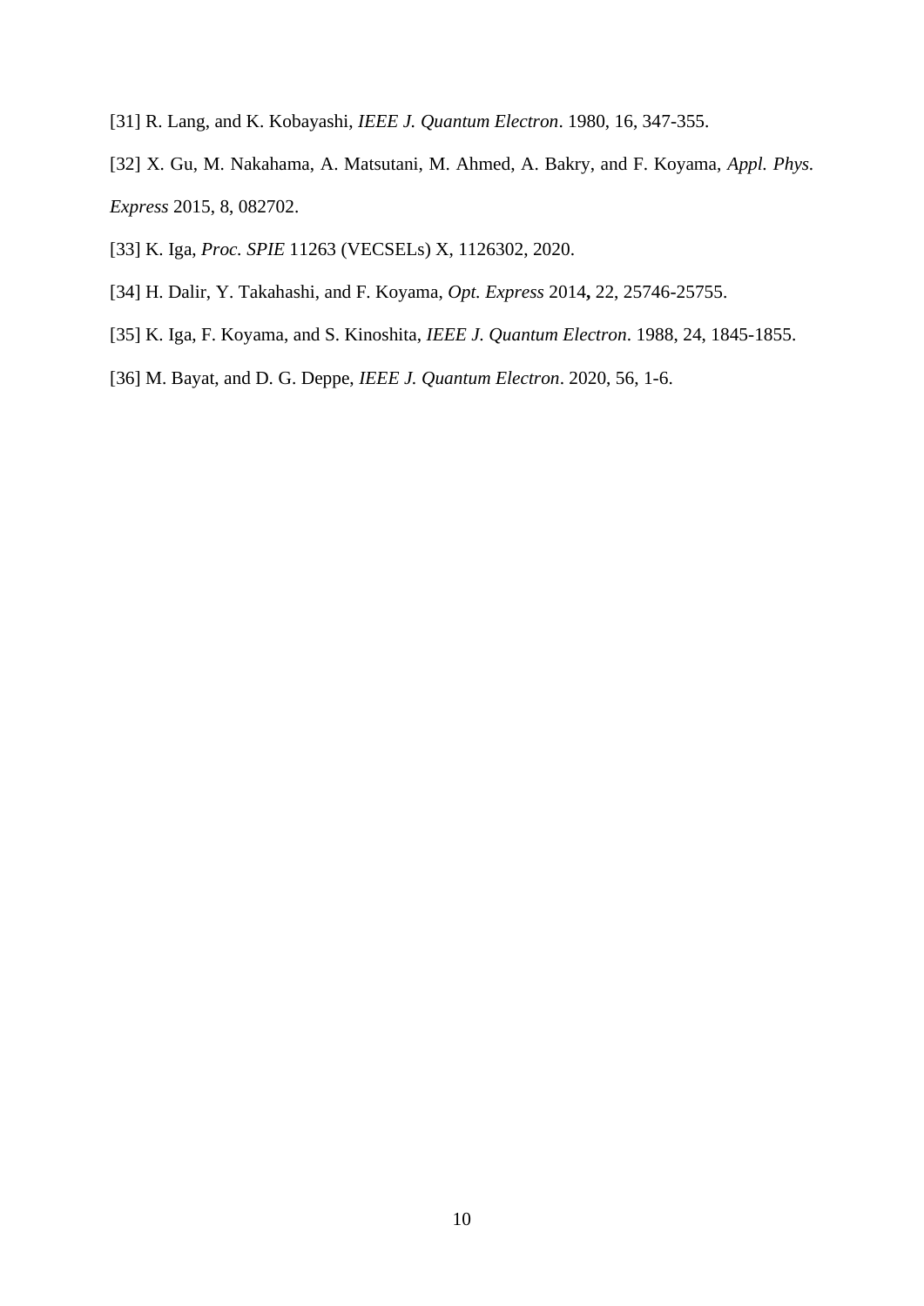[31] R. Lang, and K. Kobayashi, *IEEE J. Quantum Electron*. 1980, 16, 347-355.

[32] X. Gu, M. Nakahama, A. Matsutani, M. Ahmed, A. Bakry, and F. Koyama, *Appl. Phys. Express* 2015, 8, 082702.

[33] K. Iga, *Proc. SPIE* 11263 (VECSELs) X, 1126302, 2020.

[34] H. Dalir, Y. Takahashi, and F. Koyama, *Opt. Express* 2014**,** 22, 25746-25755.

[35] K. Iga, F. Koyama, and S. Kinoshita, *IEEE J. Quantum Electron*. 1988, 24, 1845-1855.

[36] M. Bayat, and D. G. Deppe, *IEEE J. Quantum Electron*. 2020, 56, 1-6.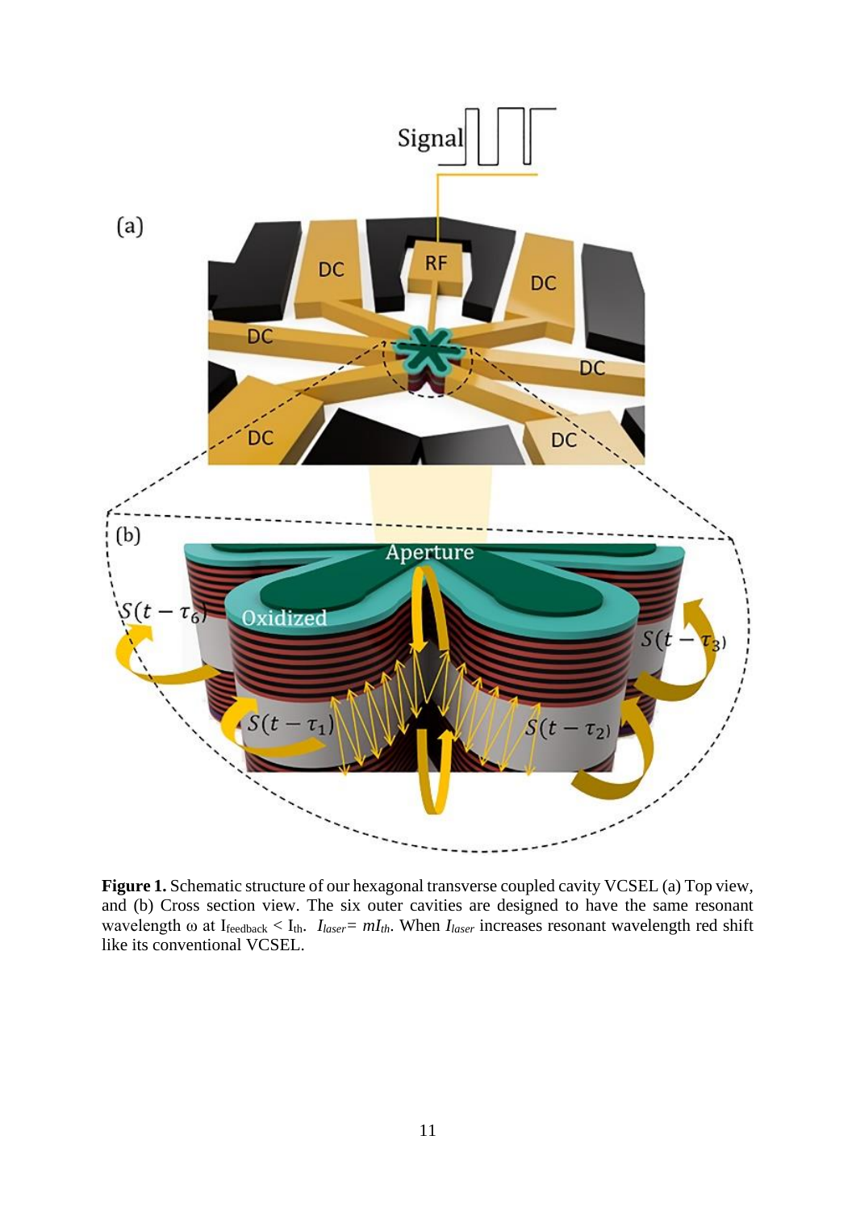**Figure 1.** Schematic structure of our hexagonal transverse coupled cavity VCSEL (a) Top view, and (b) Cross section view. The six outer cavities are designed to have the same resonant wavelength ω at $I_{feedback} < I_{th}$. $I_{laser} = mI_{th}$. When $I_{laser}$ increases resonant wavelength red shift like its conventional VCSEL.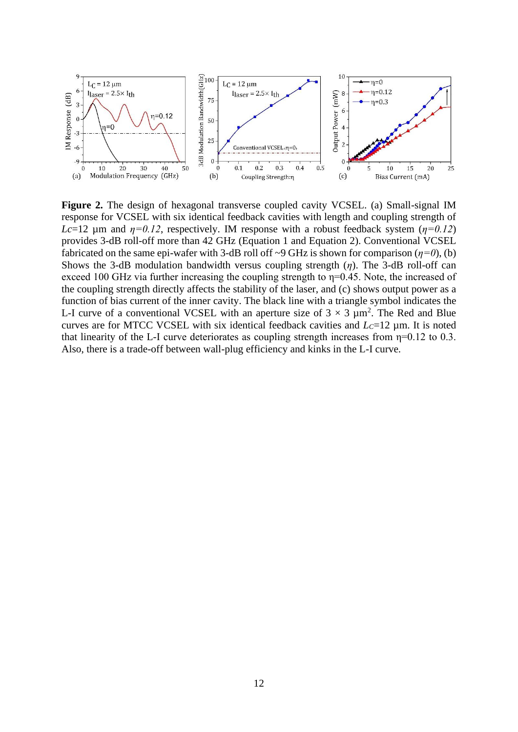**Figure 2.** The design of hexagonal transverse coupled cavity VCSEL. (a) Small-signal IM response for VCSEL with six identical feedback cavities with length and coupling strength of $L_C$=12 µm and $\eta$=0.12, respectively. IM response with a robust feedback system ($\eta$=0.12) provides 3-dB roll-off more than 42 GHz (Equation 1 and Equation 2). Conventional VCSEL fabricated on the same epi-wafer with 3-dB roll off ~9 GHz is shown for comparison ($\eta$=0), (b) Shows the 3-dB modulation bandwidth versus coupling strength ($\eta$). The 3-dB roll-off can exceed 100 GHz via further increasing the coupling strength to $\eta$=0.45. Note, the increased of the coupling strength directly affects the stability of the laser, and (c) shows output power as a function of bias current of the inner cavity. The black line with a triangle symbol indicates the L-I curve of a conventional VCSEL with an aperture size of 3 × 3 µm$^2$. The Red and Blue curves are for MTCC VCSEL with six identical feedback cavities and $L_C$=12 µm. It is noted that linearity of the L-I curve deteriorates as coupling strength increases from $\eta$=0.12 to 0.3. Also, there is a trade-off between wall-plug efficiency and kinks in the L-I curve.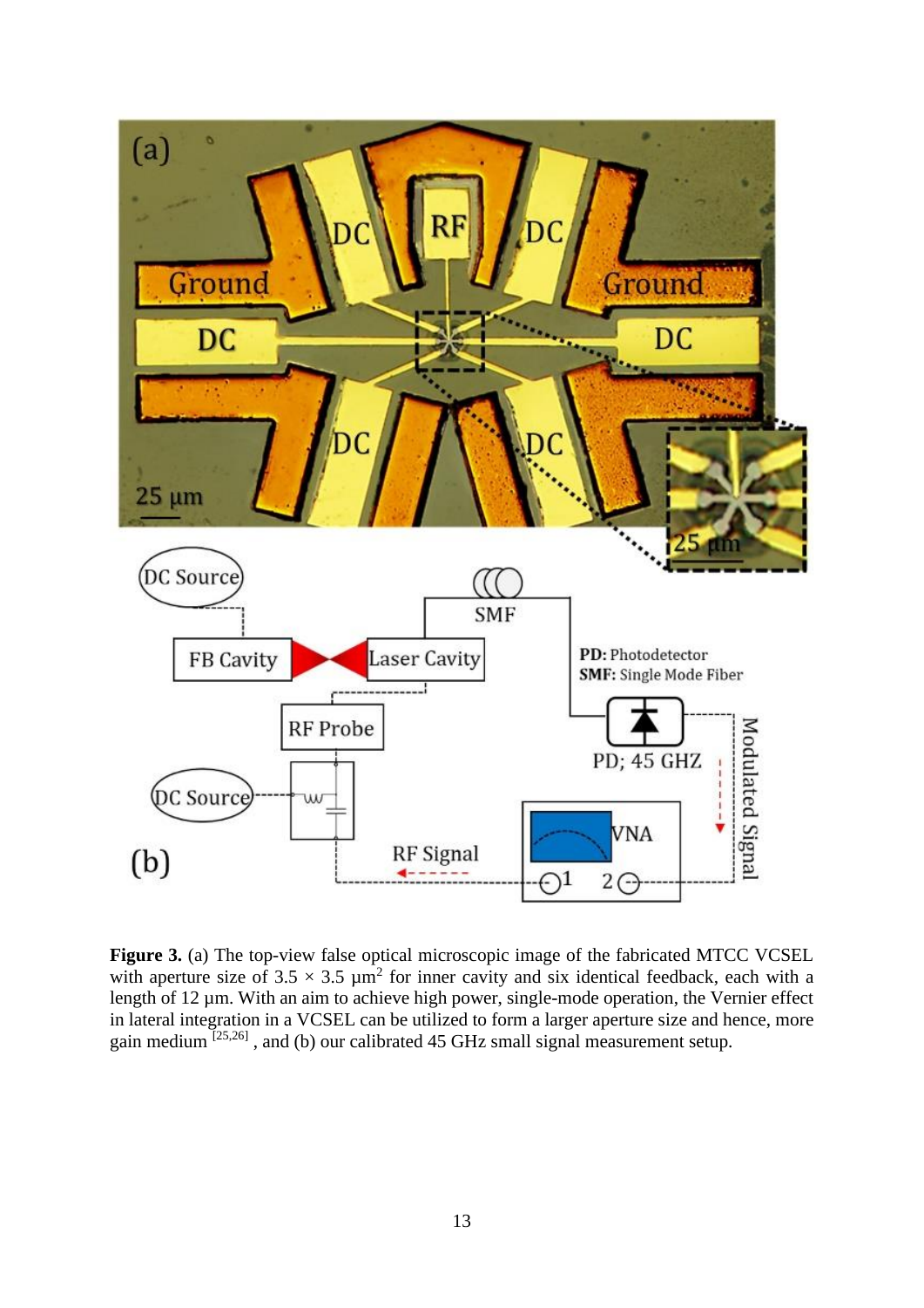**Figure 3.** (a) The top-view false optical microscopic image of the fabricated MTCC VCSEL with aperture size of 3.5 × 3.5 µm$^2$ for inner cavity and six identical feedback, each with a length of 12 µm. With an aim to achieve high power, single-mode operation, the Vernier effect in lateral integration in a VCSEL can be utilized to form a larger aperture size and hence, more gain medium [25,26], and (b) our calibrated 45 GHz small signal measurement setup.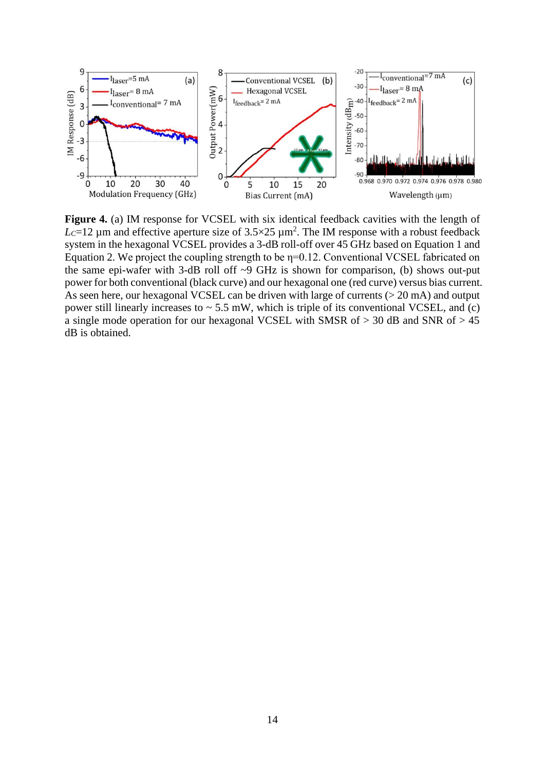(a)

IM Response (dB)

9
6
3
0
-3
-6
-9

0 10 20 30 40

Modulation Frequency (GHz)

$I_{laser}$=5 mA

$I_{laser}$= 8 mA

$I_{conventional}$= 7 mA

(b)

Output Power(mW)

0
2
4
6
8

0 5 10 15 20

Bias Current (mA)

Conventional VCSEL

Hexagonal VCSEL

$I_{feedback}$= 2 mA

12 µm 3.5µm 12 µm

(c)

Intensity (dBm)

-20
-30
-40
-50
-60
-70
-80
-90

0.968 0.970 0.972 0.974 0.976 0.978 0.980

Wavelength (µm)

$I_{conventional}$=7 mA

$I_{laser}$= 8 mA

$I_{feedback}$= 2 mA

**Figure 4.** (a) IM response for VCSEL with six identical feedback cavities with the length of $L_C$=12 µm and effective aperture size of 3.5×25 µm$^2$. The IM response with a robust feedback system in the hexagonal VCSEL provides a 3-dB roll-off over 45 GHz based on Equation 1 and Equation 2. We project the coupling strength to be η=0.12. Conventional VCSEL fabricated on the same epi-wafer with 3-dB roll off ~9 GHz is shown for comparison, (b) shows out-put power for both conventional (black curve) and our hexagonal one (red curve) versus bias current. As seen here, our hexagonal VCSEL can be driven with large of currents (> 20 mA) and output power still linearly increases to ~ 5.5 mW, which is triple of its conventional VCSEL, and (c) a single mode operation for our hexagonal VCSEL with SMSR of > 30 dB and SNR of > 45 dB is obtained.